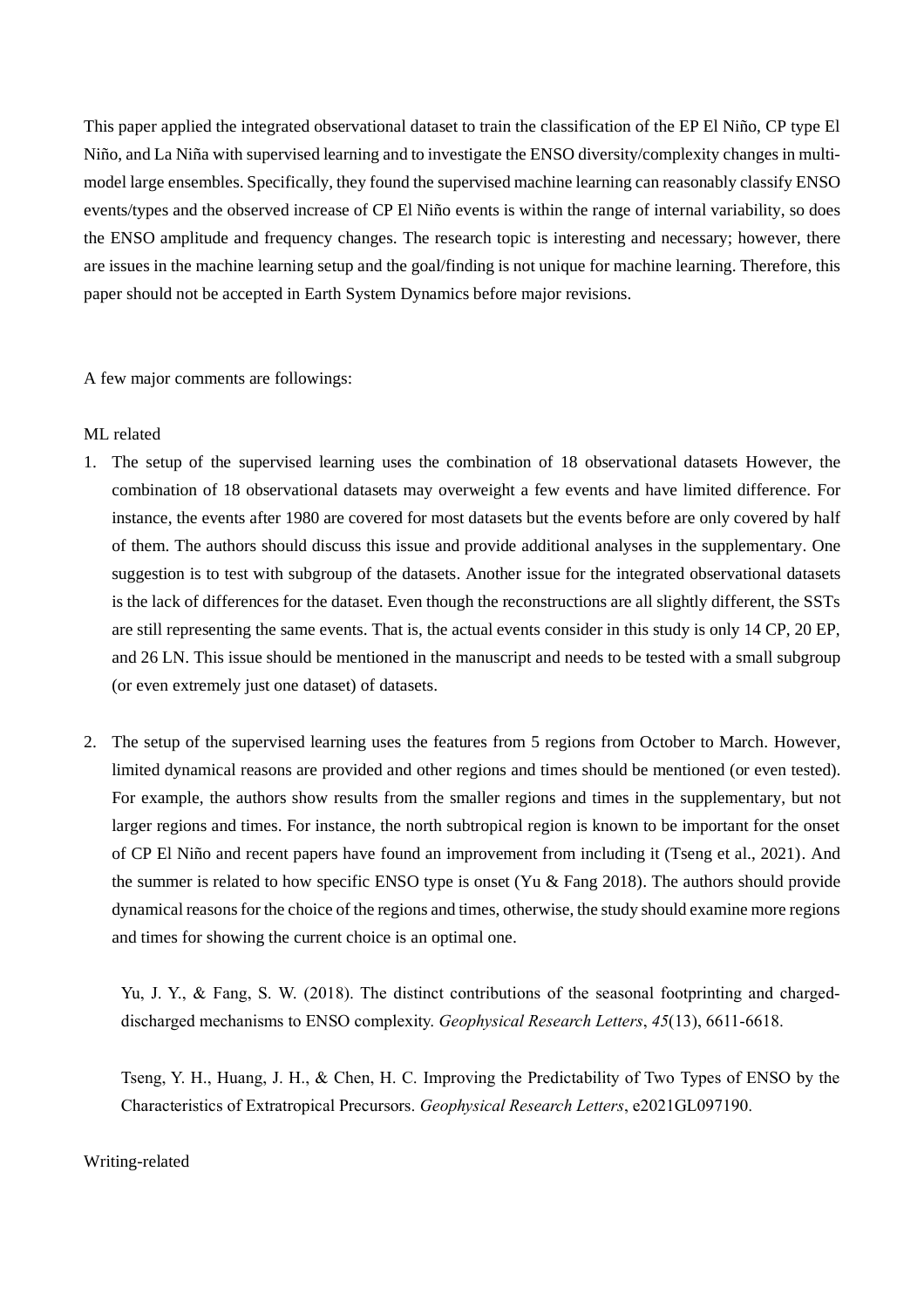This paper applied the integrated observational dataset to train the classification of the EP El Niño, CP type El Niño, and La Niña with supervised learning and to investigate the ENSO diversity/complexity changes in multi-model large ensembles. Specifically, they found the supervised machine learning can reasonably classify ENSO events/types and the observed increase of CP El Niño events is within the range of internal variability, so does the ENSO amplitude and frequency changes. The research topic is interesting and necessary; however, there are issues in the machine learning setup and the goal/finding is not unique for machine learning. Therefore, this paper should not be accepted in Earth System Dynamics before major revisions.

A few major comments are followings:

ML related

1. The setup of the supervised learning uses the combination of 18 observational datasets However, the combination of 18 observational datasets may overweight a few events and have limited difference. For instance, the events after 1980 are covered for most datasets but the events before are only covered by half of them. The authors should discuss this issue and provide additional analyses in the supplementary. One suggestion is to test with subgroup of the datasets. Another issue for the integrated observational datasets is the lack of differences for the dataset. Even though the reconstructions are all slightly different, the SSTs are still representing the same events. That is, the actual events consider in this study is only 14 CP, 20 EP, and 26 LN. This issue should be mentioned in the manuscript and needs to be tested with a small subgroup (or even extremely just one dataset) of datasets.

2. The setup of the supervised learning uses the features from 5 regions from October to March. However, limited dynamical reasons are provided and other regions and times should be mentioned (or even tested). For example, the authors show results from the smaller regions and times in the supplementary, but not larger regions and times. For instance, the north subtropical region is known to be important for the onset of CP El Niño and recent papers have found an improvement from including it (Tseng et al., 2021). And the summer is related to how specific ENSO type is onset (Yu & Fang 2018). The authors should provide dynamical reasons for the choice of the regions and times, otherwise, the study should examine more regions and times for showing the current choice is an optimal one.

   Yu, J. Y., & Fang, S. W. (2018). The distinct contributions of the seasonal footprinting and charged-discharged mechanisms to ENSO complexity. *Geophysical Research Letters*, *45*(13), 6611-6618.

   Tseng, Y. H., Huang, J. H., & Chen, H. C. Improving the Predictability of Two Types of ENSO by the Characteristics of Extratropical Precursors. *Geophysical Research Letters*, e2021GL097190.

Writing-related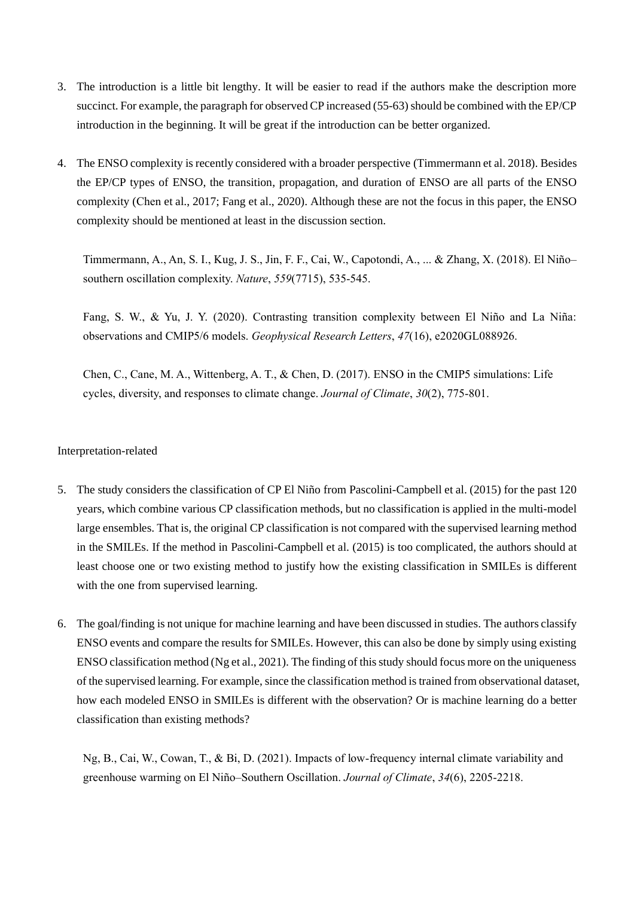3. The introduction is a little bit lengthy. It will be easier to read if the authors make the description more succinct. For example, the paragraph for observed CP increased (55-63) should be combined with the EP/CP introduction in the beginning. It will be great if the introduction can be better organized.

4. The ENSO complexity is recently considered with a broader perspective (Timmermann et al. 2018). Besides the EP/CP types of ENSO, the transition, propagation, and duration of ENSO are all parts of the ENSO complexity (Chen et al., 2017; Fang et al., 2020). Although these are not the focus in this paper, the ENSO complexity should be mentioned at least in the discussion section.

   Timmermann, A., An, S. I., Kug, J. S., Jin, F. F., Cai, W., Capotondi, A., ... & Zhang, X. (2018). El Niño–southern oscillation complexity. *Nature*, *559*(7715), 535-545.

   Fang, S. W., & Yu, J. Y. (2020). Contrasting transition complexity between El Niño and La Niña: observations and CMIP5/6 models. *Geophysical Research Letters*, *47*(16), e2020GL088926.

   Chen, C., Cane, M. A., Wittenberg, A. T., & Chen, D. (2017). ENSO in the CMIP5 simulations: Life cycles, diversity, and responses to climate change. *Journal of Climate*, *30*(2), 775-801.

Interpretation-related

5. The study considers the classification of CP El Niño from Pascolini-Campbell et al. (2015) for the past 120 years, which combine various CP classification methods, but no classification is applied in the multi-model large ensembles. That is, the original CP classification is not compared with the supervised learning method in the SMILEs. If the method in Pascolini-Campbell et al. (2015) is too complicated, the authors should at least choose one or two existing method to justify how the existing classification in SMILEs is different with the one from supervised learning.

6. The goal/finding is not unique for machine learning and have been discussed in studies. The authors classify ENSO events and compare the results for SMILEs. However, this can also be done by simply using existing ENSO classification method (Ng et al., 2021). The finding of this study should focus more on the uniqueness of the supervised learning. For example, since the classification method is trained from observational dataset, how each modeled ENSO in SMILEs is different with the observation? Or is machine learning do a better classification than existing methods?

   Ng, B., Cai, W., Cowan, T., & Bi, D. (2021). Impacts of low-frequency internal climate variability and greenhouse warming on El Niño–Southern Oscillation. *Journal of Climate*, *34*(6), 2205-2218.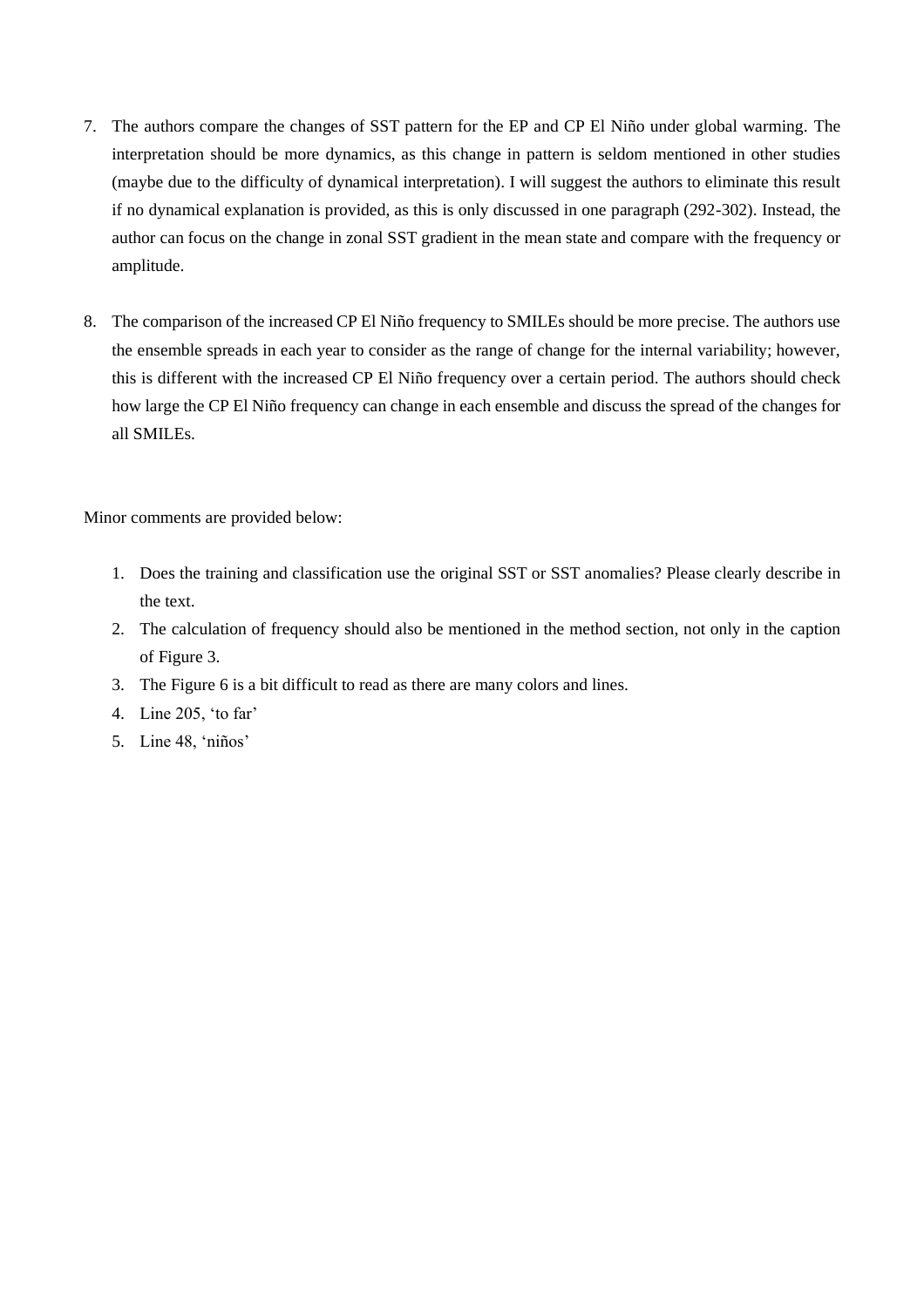7. The authors compare the changes of SST pattern for the EP and CP El Niño under global warming. The interpretation should be more dynamics, as this change in pattern is seldom mentioned in other studies (maybe due to the difficulty of dynamical interpretation). I will suggest the authors to eliminate this result if no dynamical explanation is provided, as this is only discussed in one paragraph (292-302). Instead, the author can focus on the change in zonal SST gradient in the mean state and compare with the frequency or amplitude.

8. The comparison of the increased CP El Niño frequency to SMILEs should be more precise. The authors use the ensemble spreads in each year to consider as the range of change for the internal variability; however, this is different with the increased CP El Niño frequency over a certain period. The authors should check how large the CP El Niño frequency can change in each ensemble and discuss the spread of the changes for all SMILEs.

Minor comments are provided below:

1. Does the training and classification use the original SST or SST anomalies? Please clearly describe in the text.
2. The calculation of frequency should also be mentioned in the method section, not only in the caption of Figure 3.
3. The Figure 6 is a bit difficult to read as there are many colors and lines.
4. Line 205, 'to far'
5. Line 48, 'niños'